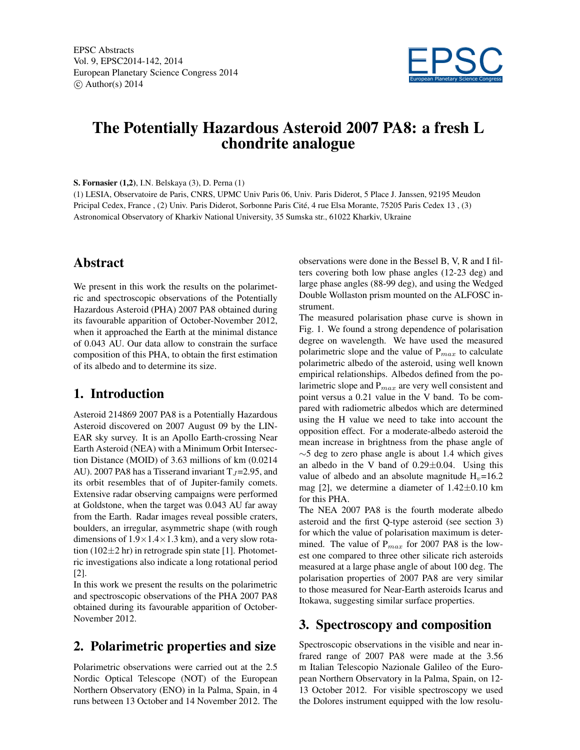# The Potentially Hazardous Asteroid 2007 PA8: a fresh L chondrite analogue

**S. Fornasier (1,2)**, I.N. Belskaya (3), D. Perna (1)

(1) LESIA, Observatoire de Paris, CNRS, UPMC Univ Paris 06, Univ. Paris Diderot, 5 Place J. Janssen, 92195 Meudon Pricipal Cedex, France , (2) Univ. Paris Diderot, Sorbonne Paris Cité, 4 rue Elsa Morante, 75205 Paris Cedex 13 , (3) Astronomical Observatory of Kharkiv National University, 35 Sumska str., 61022 Kharkiv, Ukraine

## Abstract

We present in this work the results on the polarimetric and spectroscopic observations of the Potentially Hazardous Asteroid (PHA) 2007 PA8 obtained during its favourable apparition of October-November 2012, when it approached the Earth at the minimal distance of 0.043 AU. Our data allow to constrain the surface composition of this PHA, to obtain the first estimation of its albedo and to determine its size.

## 1. Introduction

Asteroid 214869 2007 PA8 is a Potentially Hazardous Asteroid discovered on 2007 August 09 by the LINEAR sky survey. It is an Apollo Earth-crossing Near Earth Asteroid (NEA) with a Minimum Orbit Intersection Distance (MOID) of 3.63 millions of km (0.0214 AU). 2007 PA8 has a Tisserand invariant $T_J$=2.95, and its orbit resembles that of of Jupiter-family comets. Extensive radar observing campaigns were performed at Goldstone, when the target was 0.043 AU far away from the Earth. Radar images reveal possible craters, boulders, an irregular, asymmetric shape (with rough dimensions of $1.9\times1.4\times1.3$ km), and a very slow rotation ($102\pm2$ hr) in retrograde spin state [1]. Photometric investigations also indicate a long rotational period [2].

In this work we present the results on the polarimetric and spectroscopic observations of the PHA 2007 PA8 obtained during its favourable apparition of October-November 2012.

## 2. Polarimetric properties and size

Polarimetric observations were carried out at the 2.5 Nordic Optical Telescope (NOT) of the European Northern Observatory (ENO) in la Palma, Spain, in 4 runs between 13 October and 14 November 2012. The observations were done in the Bessel B, V, R and I filters covering both low phase angles (12-23 deg) and large phase angles (88-99 deg), and using the Wedged Double Wollaston prism mounted on the ALFOSC instrument.

The measured polarisation phase curve is shown in Fig. 1. We found a strong dependence of polarisation degree on wavelength. We have used the measured polarimetric slope and the value of $P_{max}$ to calculate polarimetric albedo of the asteroid, using well known empirical relationships. Albedos defined from the polarimetric slope and $P_{max}$ are very well consistent and point versus a 0.21 value in the V band. To be compared with radiometric albedos which are determined using the H value we need to take into account the opposition effect. For a moderate-albedo asteroid the mean increase in brightness from the phase angle of $\sim$5 deg to zero phase angle is about 1.4 which gives an albedo in the V band of $0.29\pm0.04$. Using this value of albedo and an absolute magnitude $H_v$=16.2 mag [2], we determine a diameter of $1.42\pm0.10$ km for this PHA.

The NEA 2007 PA8 is the fourth moderate albedo asteroid and the first Q-type asteroid (see section 3) for which the value of polarisation maximum is determined. The value of $P_{max}$ for 2007 PA8 is the lowest one compared to three other silicate rich asteroids measured at a large phase angle of about 100 deg. The polarisation properties of 2007 PA8 are very similar to those measured for Near-Earth asteroids Icarus and Itokawa, suggesting similar surface properties.

## 3. Spectroscopy and composition

Spectroscopic observations in the visible and near infrared range of 2007 PA8 were made at the 3.56 m Italian Telescopio Nazionale Galileo of the European Northern Observatory in la Palma, Spain, on 12-13 October 2012. For visible spectroscopy we used the Dolores instrument equipped with the low resolu-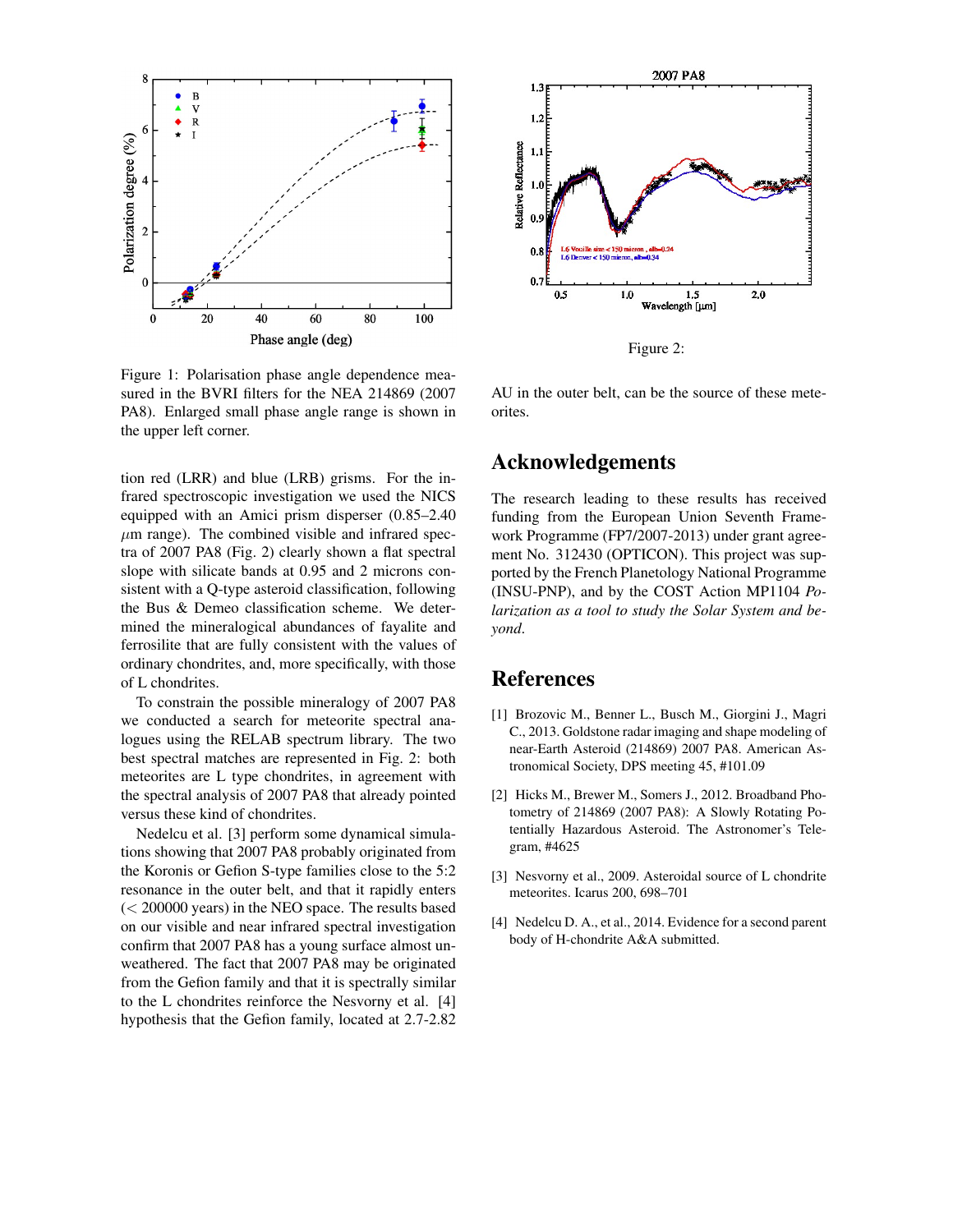8
6
4
2
0
0
20
40
60
80
100
Polarization degree (%)
Phase angle (deg)
B
V
R
I

Figure 1: Polarisation phase angle dependence measured in the BVRI filters for the NEA 214869 (2007 PA8). Enlarged small phase angle range is shown in the upper left corner.

2007 PA8
Relative Reflectance
Wavelength [μm]
1.3
1.2
1.1
1.0
0.9
0.8
0.7
0.5
1.0
1.5
2.0
L6 Vouille size < 150 micron , alb=0.24
L6 Denver < 150 micron, alb=0.34

Figure 2:

tion red (LRR) and blue (LRB) grisms. For the infrared spectroscopic investigation we used the NICS equipped with an Amici prism disperser (0.85–2.40 $\mu$m range). The combined visible and infrared spectra of 2007 PA8 (Fig. 2) clearly shown a flat spectral slope with silicate bands at 0.95 and 2 microns consistent with a Q-type asteroid classification, following the Bus & Demeo classification scheme. We determined the mineralogical abundances of fayalite and ferrosilite that are fully consistent with the values of ordinary chondrites, and, more specifically, with those of L chondrites.

To constrain the possible mineralogy of 2007 PA8 we conducted a search for meteorite spectral analogues using the RELAB spectrum library. The two best spectral matches are represented in Fig. 2: both meteorites are L type chondrites, in agreement with the spectral analysis of 2007 PA8 that already pointed versus these kind of chondrites.

Nedelcu et al. [3] perform some dynamical simulations showing that 2007 PA8 probably originated from the Koronis or Gefion S-type families close to the 5:2 resonance in the outer belt, and that it rapidly enters ($<$ 200000 years) in the NEO space. The results based on our visible and near infrared spectral investigation confirm that 2007 PA8 has a young surface almost unweathered. The fact that 2007 PA8 may be originated from the Gefion family and that it is spectrally similar to the L chondrites reinforce the Nesvorny et al. [4] hypothesis that the Gefion family, located at 2.7-2.82 AU in the outer belt, can be the source of these meteorites.

## Acknowledgements

The research leading to these results has received funding from the European Union Seventh Framework Programme (FP7/2007-2013) under grant agreement No. 312430 (OPTICON). This project was supported by the French Planetology National Programme (INSU-PNP), and by the COST Action MP1104 *Polarization as a tool to study the Solar System and beyond.*

## References

[1] Brozovic M., Benner L., Busch M., Giorgini J., Magri C., 2013. Goldstone radar imaging and shape modeling of near-Earth Asteroid (214869) 2007 PA8. American Astronomical Society, DPS meeting 45, #101.09

[2] Hicks M., Brewer M., Somers J., 2012. Broadband Photometry of 214869 (2007 PA8): A Slowly Rotating Potentially Hazardous Asteroid. The Astronomer's Telegram, #4625

[3] Nesvorny et al., 2009. Asteroidal source of L chondrite meteorites. Icarus 200, 698–701

[4] Nedelcu D. A., et al., 2014. Evidence for a second parent body of H-chondrite A&A submitted.